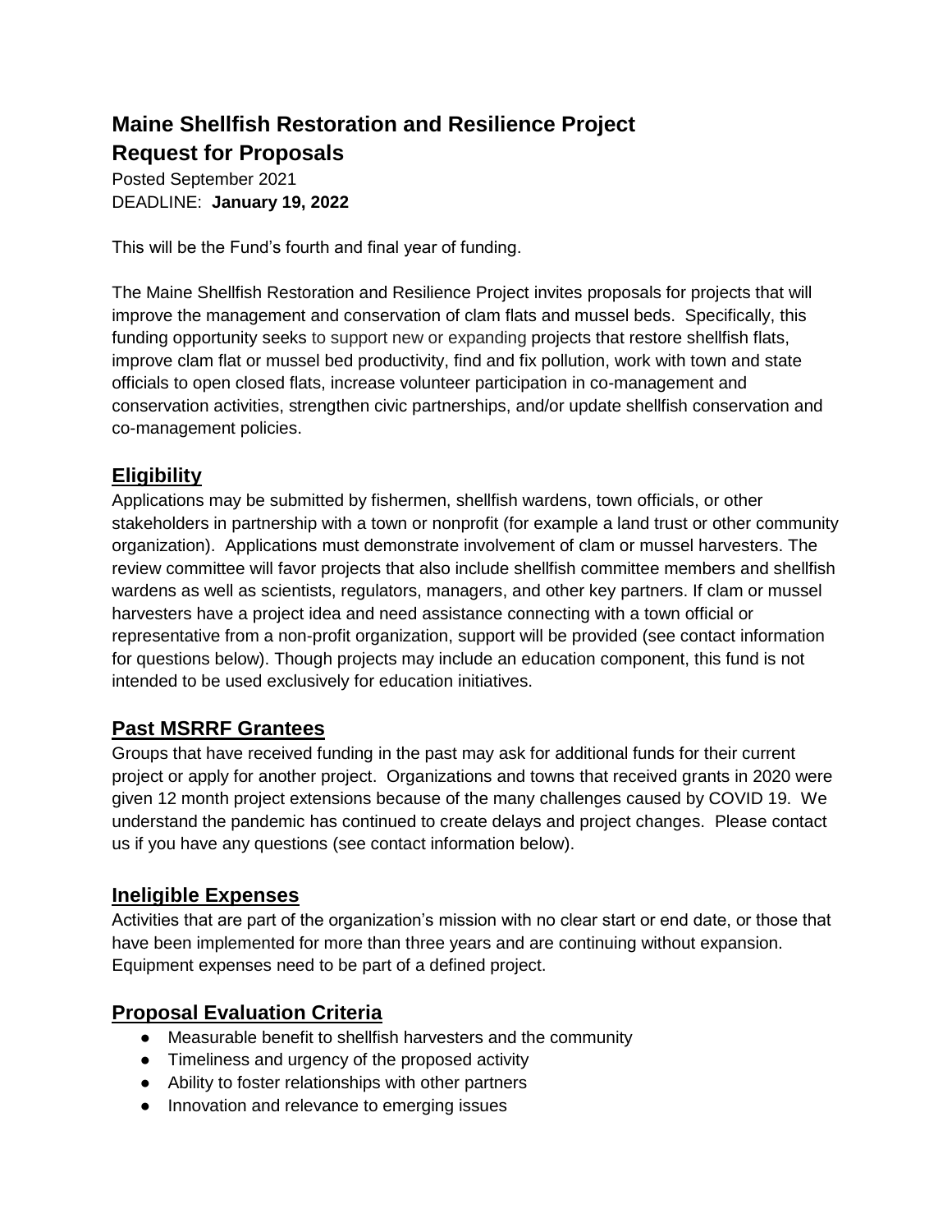# Maine Shellfish Restoration and Resilience Project
# Request for Proposals

Posted September 2021
DEADLINE: **January 19, 2022**

This will be the Fund's fourth and final year of funding.

The Maine Shellfish Restoration and Resilience Project invites proposals for projects that will improve the management and conservation of clam flats and mussel beds. Specifically, this funding opportunity seeks to support new or expanding projects that restore shellfish flats, improve clam flat or mussel bed productivity, find and fix pollution, work with town and state officials to open closed flats, increase volunteer participation in co-management and conservation activities, strengthen civic partnerships, and/or update shellfish conservation and co-management policies.

## Eligibility

Applications may be submitted by fishermen, shellfish wardens, town officials, or other stakeholders in partnership with a town or nonprofit (for example a land trust or other community organization). Applications must demonstrate involvement of clam or mussel harvesters. The review committee will favor projects that also include shellfish committee members and shellfish wardens as well as scientists, regulators, managers, and other key partners. If clam or mussel harvesters have a project idea and need assistance connecting with a town official or representative from a non-profit organization, support will be provided (see contact information for questions below). Though projects may include an education component, this fund is not intended to be used exclusively for education initiatives.

## Past MSRRF Grantees

Groups that have received funding in the past may ask for additional funds for their current project or apply for another project. Organizations and towns that received grants in 2020 were given 12 month project extensions because of the many challenges caused by COVID 19. We understand the pandemic has continued to create delays and project changes. Please contact us if you have any questions (see contact information below).

## Ineligible Expenses

Activities that are part of the organization's mission with no clear start or end date, or those that have been implemented for more than three years and are continuing without expansion. Equipment expenses need to be part of a defined project.

## Proposal Evaluation Criteria

- Measurable benefit to shellfish harvesters and the community
- Timeliness and urgency of the proposed activity
- Ability to foster relationships with other partners
- Innovation and relevance to emerging issues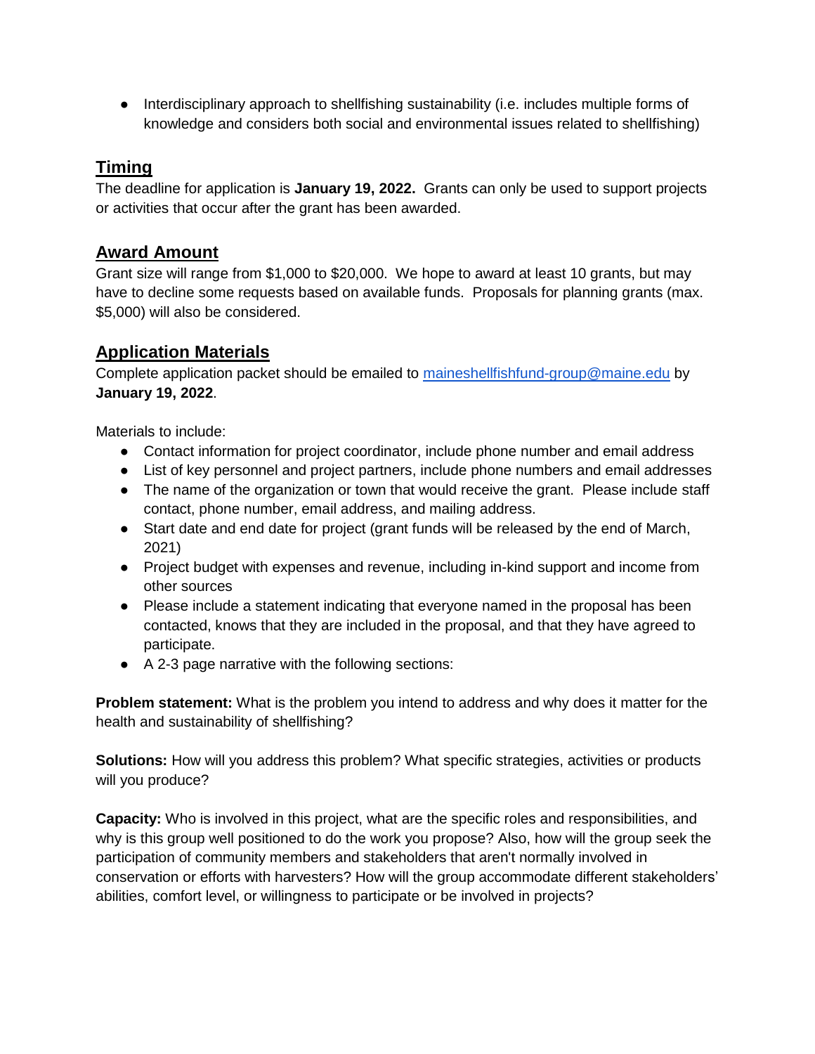- Interdisciplinary approach to shellfishing sustainability (i.e. includes multiple forms of knowledge and considers both social and environmental issues related to shellfishing)

## Timing

The deadline for application is **January 19, 2022.** Grants can only be used to support projects or activities that occur after the grant has been awarded.

## Award Amount

Grant size will range from $1,000 to $20,000. We hope to award at least 10 grants, but may have to decline some requests based on available funds. Proposals for planning grants (max. $5,000) will also be considered.

## Application Materials

Complete application packet should be emailed to maineshellfishfund-group@maine.edu by **January 19, 2022**.

Materials to include:

- Contact information for project coordinator, include phone number and email address
- List of key personnel and project partners, include phone numbers and email addresses
- The name of the organization or town that would receive the grant. Please include staff contact, phone number, email address, and mailing address.
- Start date and end date for project (grant funds will be released by the end of March, 2021)
- Project budget with expenses and revenue, including in-kind support and income from other sources
- Please include a statement indicating that everyone named in the proposal has been contacted, knows that they are included in the proposal, and that they have agreed to participate.
- A 2-3 page narrative with the following sections:

**Problem statement:** What is the problem you intend to address and why does it matter for the health and sustainability of shellfishing?

**Solutions:** How will you address this problem? What specific strategies, activities or products will you produce?

**Capacity:** Who is involved in this project, what are the specific roles and responsibilities, and why is this group well positioned to do the work you propose? Also, how will the group seek the participation of community members and stakeholders that aren't normally involved in conservation or efforts with harvesters? How will the group accommodate different stakeholders' abilities, comfort level, or willingness to participate or be involved in projects?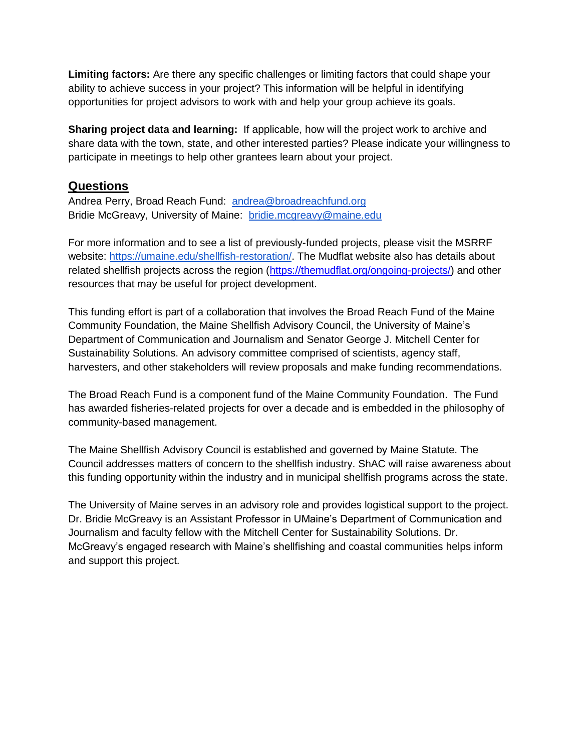**Limiting factors:** Are there any specific challenges or limiting factors that could shape your ability to achieve success in your project? This information will be helpful in identifying opportunities for project advisors to work with and help your group achieve its goals.

**Sharing project data and learning:** If applicable, how will the project work to archive and share data with the town, state, and other interested parties? Please indicate your willingness to participate in meetings to help other grantees learn about your project.

## Questions

Andrea Perry, Broad Reach Fund: andrea@broadreachfund.org
Bridie McGreavy, University of Maine: bridie.mcgreavy@maine.edu

For more information and to see a list of previously-funded projects, please visit the MSRRF website: https://umaine.edu/shellfish-restoration/. The Mudflat website also has details about related shellfish projects across the region (https://themudflat.org/ongoing-projects/) and other resources that may be useful for project development.

This funding effort is part of a collaboration that involves the Broad Reach Fund of the Maine Community Foundation, the Maine Shellfish Advisory Council, the University of Maine's Department of Communication and Journalism and Senator George J. Mitchell Center for Sustainability Solutions. An advisory committee comprised of scientists, agency staff, harvesters, and other stakeholders will review proposals and make funding recommendations.

The Broad Reach Fund is a component fund of the Maine Community Foundation. The Fund has awarded fisheries-related projects for over a decade and is embedded in the philosophy of community-based management.

The Maine Shellfish Advisory Council is established and governed by Maine Statute. The Council addresses matters of concern to the shellfish industry. ShAC will raise awareness about this funding opportunity within the industry and in municipal shellfish programs across the state.

The University of Maine serves in an advisory role and provides logistical support to the project. Dr. Bridie McGreavy is an Assistant Professor in UMaine's Department of Communication and Journalism and faculty fellow with the Mitchell Center for Sustainability Solutions. Dr. McGreavy's engaged research with Maine's shellfishing and coastal communities helps inform and support this project.